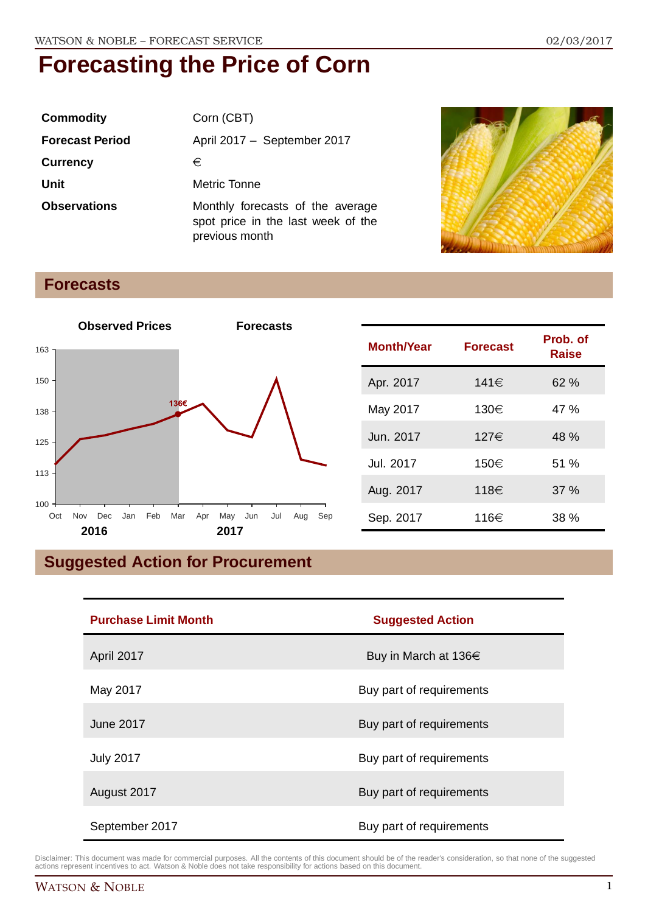# Forecasting the Price of Corn

| | |
|---|---|
| **Commodity** | Corn (CBT) |
| **Forecast Period** | April 2017 – September 2017 |
| **Currency** | € |
| **Unit** | Metric Tonne |
| **Observations** | Monthly forecasts of the average spot price in the last week of the previous month |

## Forecasts

| Month/Year | Forecast | Prob. of Raise |
|---|---|---|
| Apr. 2017 | 141€ | 62 % |
| May 2017 | 130€ | 47 % |
| Jun. 2017 | 127€ | 48 % |
| Jul. 2017 | 150€ | 51 % |
| Aug. 2017 | 118€ | 37 % |
| Sep. 2017 | 116€ | 38 % |

## Suggested Action for Procurement

| Purchase Limit Month | Suggested Action |
|---|---|
| April 2017 | Buy in March at 136€ |
| May 2017 | Buy part of requirements |
| June 2017 | Buy part of requirements |
| July 2017 | Buy part of requirements |
| August 2017 | Buy part of requirements |
| September 2017 | Buy part of requirements |

Disclaimer: This document was made for commercial purposes. All the contents of this document should be of the reader's consideration, so that none of the suggested actions represent incentives to act. Watson & Noble does not take responsibility for actions based on this document.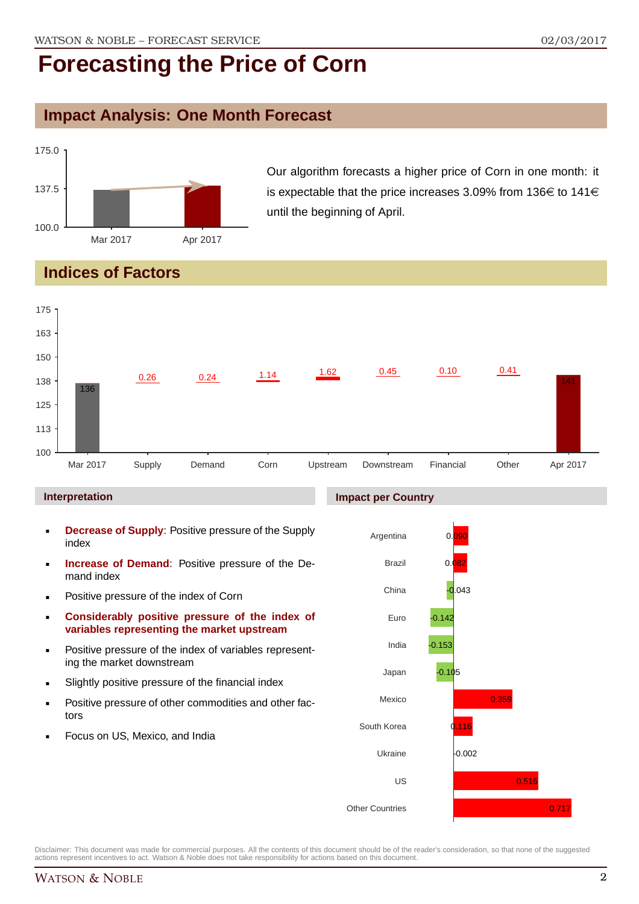# Forecasting the Price of Corn

## Impact Analysis: One Month Forecast

Our algorithm forecasts a higher price of Corn in one month: it is expectable that the price increases 3.09% from 136€ to 141€ until the beginning of April.

## Indices of Factors

### Interpretation

- **Decrease of Supply**: Positive pressure of the Supply index
- **Increase of Demand**: Positive pressure of the Demand index
- Positive pressure of the index of Corn
- **Considerably positive pressure of the index of variables representing the market upstream**
- Positive pressure of the index of variables representing the market downstream
- Slightly positive pressure of the financial index
- Positive pressure of other commodities and other factors
- Focus on US, Mexico, and India

### Impact per Country

Disclaimer: This document was made for commercial purposes. All the contents of this document should be of the reader's consideration, so that none of the suggested actions represent incentives to act. Watson & Noble does not take responsibility for actions based on this document.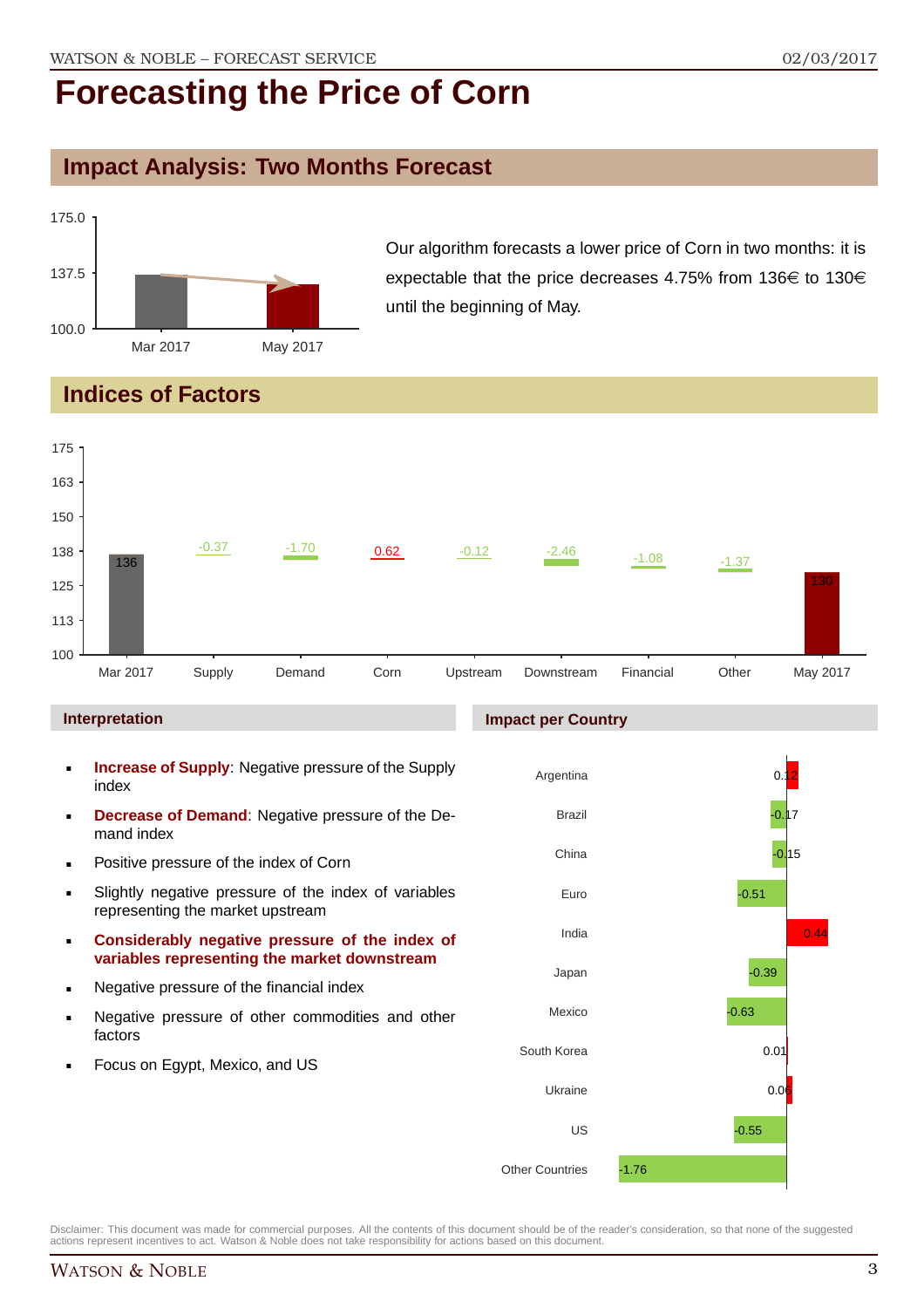# Forecasting the Price of Corn

## Impact Analysis: Two Months Forecast

Our algorithm forecasts a lower price of Corn in two months: it is expectable that the price decreases 4.75% from 136€ to 130€ until the beginning of May.

## Indices of Factors

### Interpretation

- **Increase of Supply**: Negative pressure of the Supply index
- **Decrease of Demand**: Negative pressure of the Demand index
- Positive pressure of the index of Corn
- Slightly negative pressure of the index of variables representing the market upstream
- **Considerably negative pressure of the index of variables representing the market downstream**
- Negative pressure of the financial index
- Negative pressure of other commodities and other factors
- Focus on Egypt, Mexico, and US

### Impact per Country

| Country | Impact |
|---|---|
| Argentina | 0.12 |
| Brazil | -0.17 |
| China | -0.15 |
| Euro | -0.51 |
| India | 0.44 |
| Japan | -0.39 |
| Mexico | -0.63 |
| South Korea | 0.01 |
| Ukraine | 0.06 |
| US | -0.55 |
| Other Countries | -1.76 |

Disclaimer: This document was made for commercial purposes. All the contents of this document should be of the reader's consideration, so that none of the suggested actions represent incentives to act. Watson & Noble does not take responsibility for actions based on this document.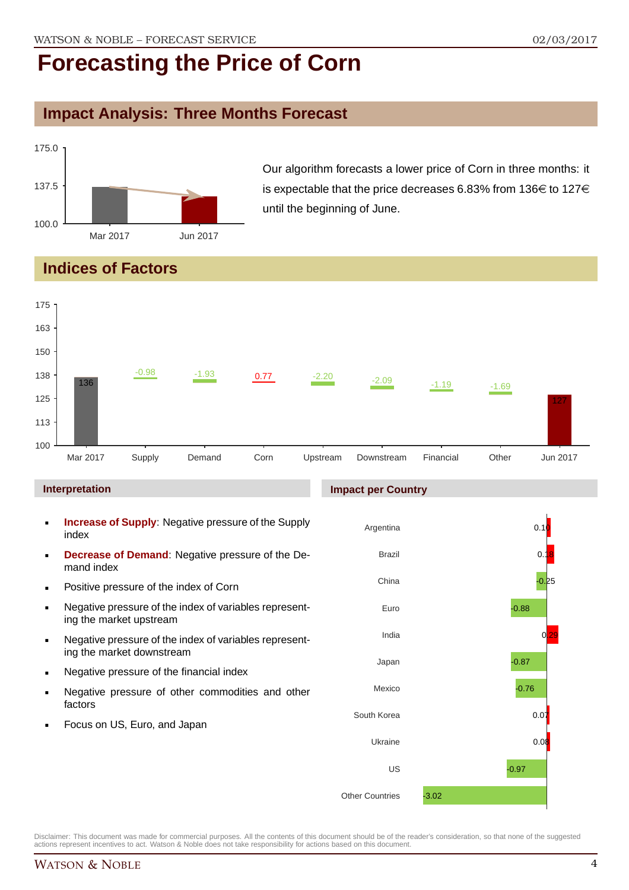# Forecasting the Price of Corn

## Impact Analysis: Three Months Forecast

175.0
137.5
100.0
Mar 2017 Jun 2017

Our algorithm forecasts a lower price of Corn in three months: it is expectable that the price decreases 6.83% from 136€ to 127€ until the beginning of June.

## Indices of Factors

| Mar 2017 | Supply | Demand | Corn | Upstream | Downstream | Financial | Other | Jun 2017 |
|---|---|---|---|---|---|---|---|---|
| 136 | -0.98 | -1.93 | 0.77 | -2.20 | -2.09 | -1.19 | -1.69 | 127 |

### Interpretation

- **Increase of Supply**: Negative pressure of the Supply index
- **Decrease of Demand**: Negative pressure of the Demand index
- Positive pressure of the index of Corn
- Negative pressure of the index of variables representing the market upstream
- Negative pressure of the index of variables representing the market downstream
- Negative pressure of the financial index
- Negative pressure of other commodities and other factors
- Focus on US, Euro, and Japan

### Impact per Country

| Country | Impact |
|---|---|
| Argentina | 0.10 |
| Brazil | 0.18 |
| China | -0.25 |
| Euro | -0.88 |
| India | 0.29 |
| Japan | -0.87 |
| Mexico | -0.76 |
| South Korea | 0.07 |
| Ukraine | 0.08 |
| US | -0.97 |
| Other Countries | -3.02 |

Disclaimer: This document was made for commercial purposes. All the contents of this document should be of the reader's consideration, so that none of the suggested actions represent incentives to act. Watson & Noble does not take responsibility for actions based on this document.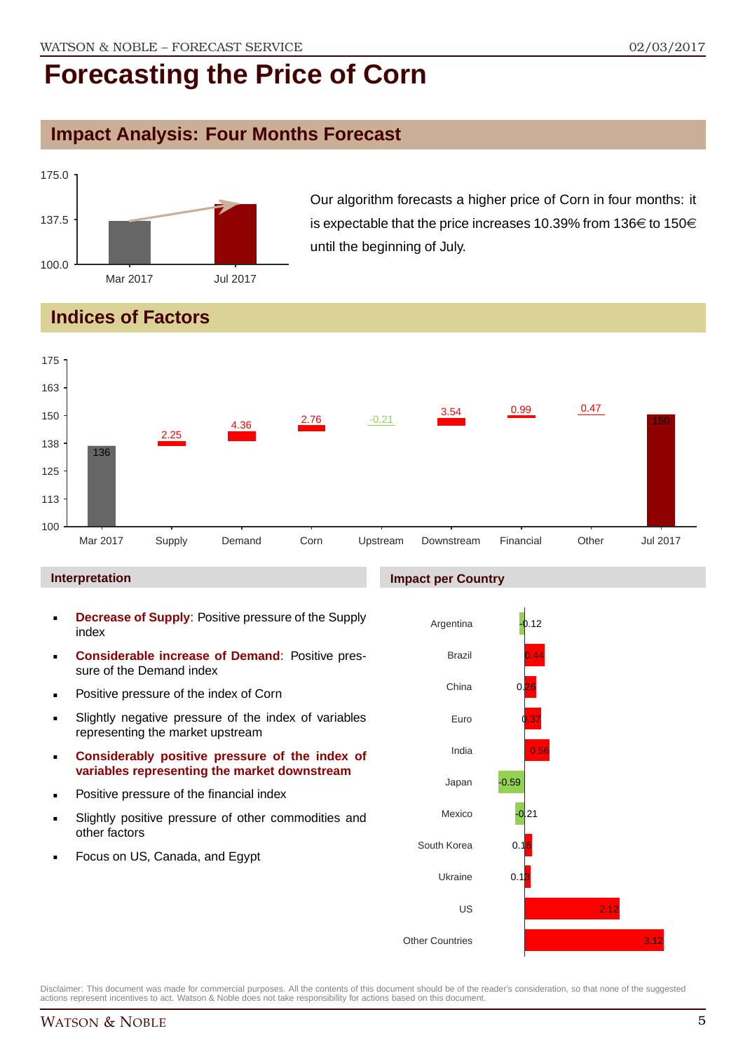# Forecasting the Price of Corn

## Impact Analysis: Four Months Forecast

Our algorithm forecasts a higher price of Corn in four months: it is expectable that the price increases 10.39% from 136€ to 150€ until the beginning of July.

## Indices of Factors

### Interpretation

- **Decrease of Supply**: Positive pressure of the Supply index
- **Considerable increase of Demand**: Positive pressure of the Demand index
- Positive pressure of the index of Corn
- Slightly negative pressure of the index of variables representing the market upstream
- **Considerably positive pressure of the index of variables representing the market downstream**
- Positive pressure of the financial index
- Slightly positive pressure of other commodities and other factors
- Focus on US, Canada, and Egypt

### Impact per Country

Disclaimer: This document was made for commercial purposes. All the contents of this document should be of the reader's consideration, so that none of the suggested actions represent incentives to act. Watson & Noble does not take responsibility for actions based on this document.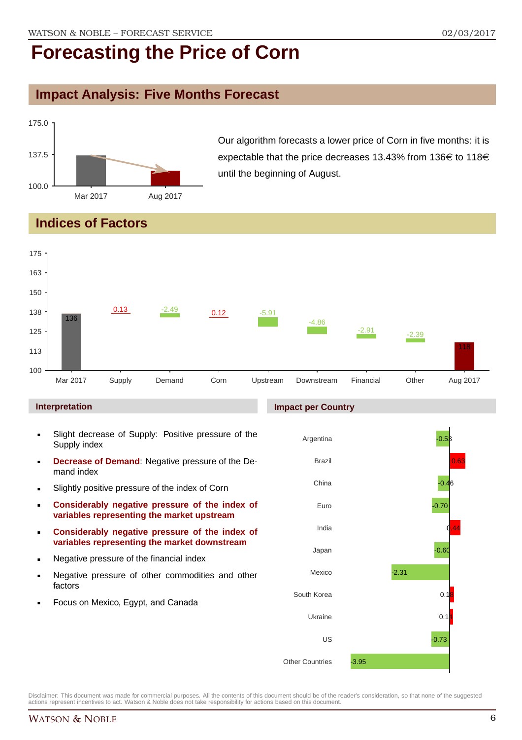# Forecasting the Price of Corn

## Impact Analysis: Five Months Forecast

Our algorithm forecasts a lower price of Corn in five months: it is expectable that the price decreases 13.43% from 136€ to 118€ until the beginning of August.

## Indices of Factors

### Interpretation

- Slight decrease of Supply: Positive pressure of the Supply index
- **Decrease of Demand**: Negative pressure of the Demand index
- Slightly positive pressure of the index of Corn
- **Considerably negative pressure of the index of variables representing the market upstream**
- **Considerably negative pressure of the index of variables representing the market downstream**
- Negative pressure of the financial index
- Negative pressure of other commodities and other factors
- Focus on Mexico, Egypt, and Canada

### Impact per Country

Disclaimer: This document was made for commercial purposes. All the contents of this document should be of the reader's consideration, so that none of the suggested actions represent incentives to act. Watson & Noble does not take responsibility for actions based on this document.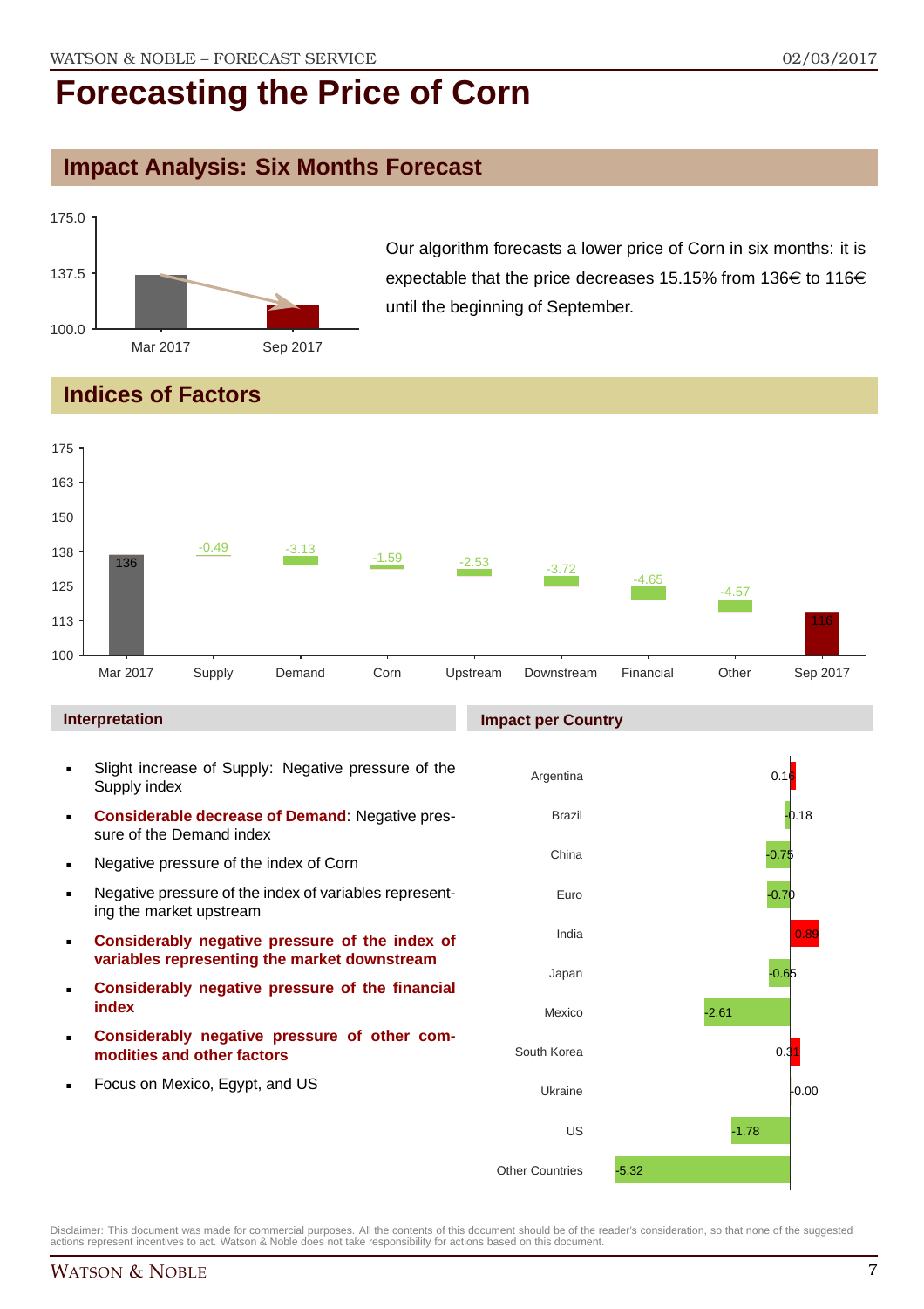# Forecasting the Price of Corn

## Impact Analysis: Six Months Forecast

Our algorithm forecasts a lower price of Corn in six months: it is expectable that the price decreases 15.15% from 136€ to 116€ until the beginning of September.

## Indices of Factors

| Factor | Value |
|---|---|
| Mar 2017 | 136 |
| Supply | -0.49 |
| Demand | -3.13 |
| Corn | -1.59 |
| Upstream | -2.53 |
| Downstream | -3.72 |
| Financial | -4.65 |
| Other | -4.57 |
| Sep 2017 | 116 |

### Interpretation

- Slight increase of Supply: Negative pressure of the Supply index
- **Considerable decrease of Demand**: Negative pressure of the Demand index
- Negative pressure of the index of Corn
- Negative pressure of the index of variables representing the market upstream
- **Considerably negative pressure of the index of variables representing the market downstream**
- **Considerably negative pressure of the financial index**
- **Considerably negative pressure of other commodities and other factors**
- Focus on Mexico, Egypt, and US

### Impact per Country

| Country | Impact |
|---|---|
| Argentina | 0.16 |
| Brazil | -0.18 |
| China | -0.75 |
| Euro | -0.70 |
| India | 0.89 |
| Japan | -0.65 |
| Mexico | -2.61 |
| South Korea | 0.31 |
| Ukraine | -0.00 |
| US | -1.78 |
| Other Countries | -5.32 |

Disclaimer: This document was made for commercial purposes. All the contents of this document should be of the reader's consideration, so that none of the suggested actions represent incentives to act. Watson & Noble does not take responsibility for actions based on this document.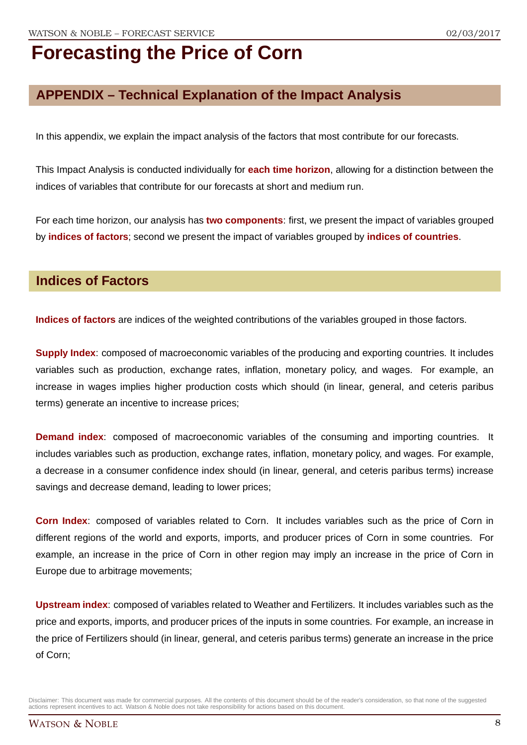# Forecasting the Price of Corn

## APPENDIX – Technical Explanation of the Impact Analysis

In this appendix, we explain the impact analysis of the factors that most contribute for our forecasts.

This Impact Analysis is conducted individually for **each time horizon**, allowing for a distinction between the indices of variables that contribute for our forecasts at short and medium run.

For each time horizon, our analysis has **two components**: first, we present the impact of variables grouped by **indices of factors**; second we present the impact of variables grouped by **indices of countries**.

## Indices of Factors

**Indices of factors** are indices of the weighted contributions of the variables grouped in those factors.

**Supply Index**: composed of macroeconomic variables of the producing and exporting countries. It includes variables such as production, exchange rates, inflation, monetary policy, and wages. For example, an increase in wages implies higher production costs which should (in linear, general, and ceteris paribus terms) generate an incentive to increase prices;

**Demand index**: composed of macroeconomic variables of the consuming and importing countries. It includes variables such as production, exchange rates, inflation, monetary policy, and wages. For example, a decrease in a consumer confidence index should (in linear, general, and ceteris paribus terms) increase savings and decrease demand, leading to lower prices;

**Corn Index**: composed of variables related to Corn. It includes variables such as the price of Corn in different regions of the world and exports, imports, and producer prices of Corn in some countries. For example, an increase in the price of Corn in other region may imply an increase in the price of Corn in Europe due to arbitrage movements;

**Upstream index**: composed of variables related to Weather and Fertilizers. It includes variables such as the price and exports, imports, and producer prices of the inputs in some countries. For example, an increase in the price of Fertilizers should (in linear, general, and ceteris paribus terms) generate an increase in the price of Corn;

Disclaimer: This document was made for commercial purposes. All the contents of this document should be of the reader's consideration, so that none of the suggested actions represent incentives to act. Watson & Noble does not take responsibility for actions based on this document.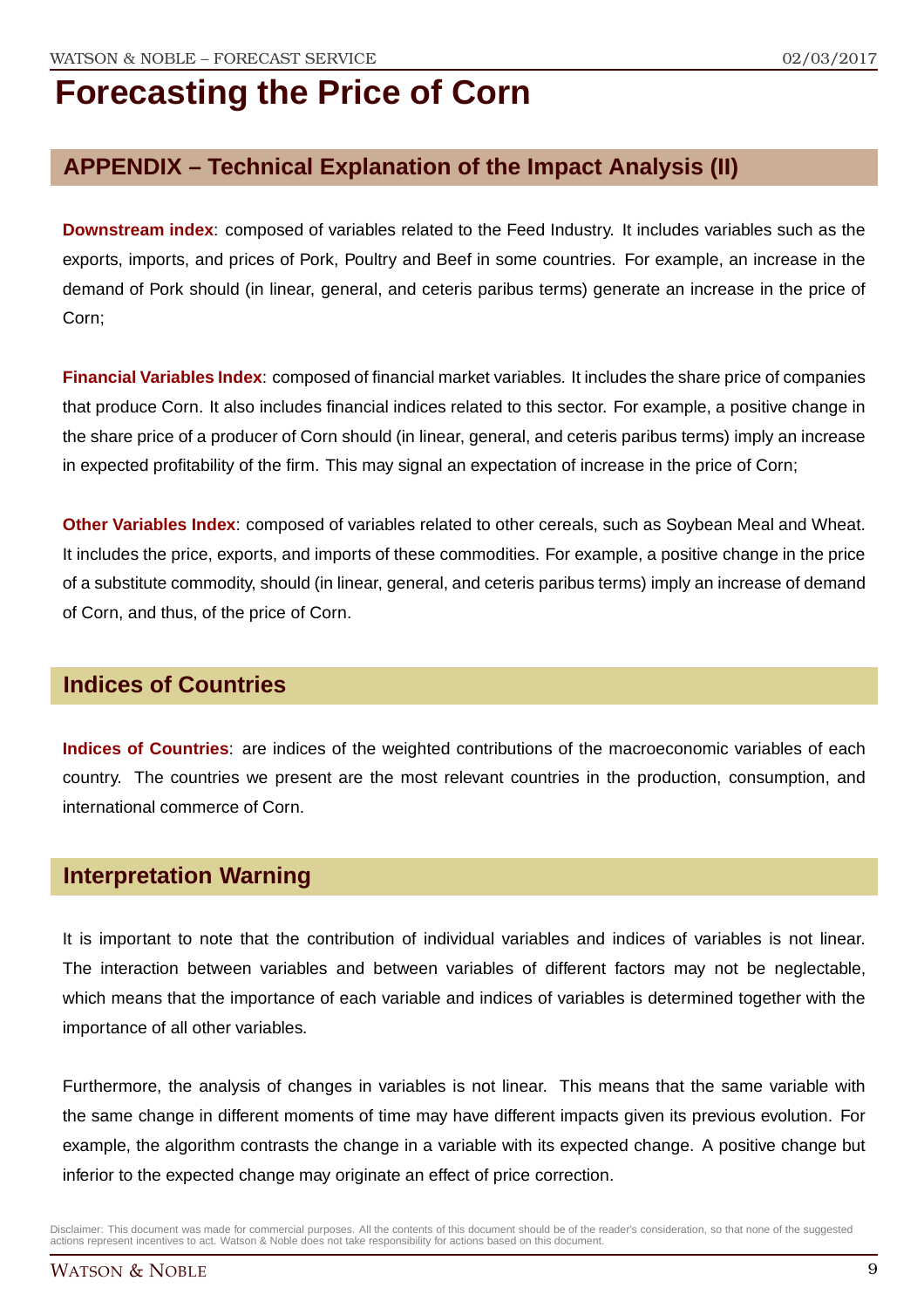# Forecasting the Price of Corn

## APPENDIX – Technical Explanation of the Impact Analysis (II)

**Downstream index**: composed of variables related to the Feed Industry. It includes variables such as the exports, imports, and prices of Pork, Poultry and Beef in some countries. For example, an increase in the demand of Pork should (in linear, general, and ceteris paribus terms) generate an increase in the price of Corn;

**Financial Variables Index**: composed of financial market variables. It includes the share price of companies that produce Corn. It also includes financial indices related to this sector. For example, a positive change in the share price of a producer of Corn should (in linear, general, and ceteris paribus terms) imply an increase in expected profitability of the firm. This may signal an expectation of increase in the price of Corn;

**Other Variables Index**: composed of variables related to other cereals, such as Soybean Meal and Wheat. It includes the price, exports, and imports of these commodities. For example, a positive change in the price of a substitute commodity, should (in linear, general, and ceteris paribus terms) imply an increase of demand of Corn, and thus, of the price of Corn.

## Indices of Countries

**Indices of Countries**: are indices of the weighted contributions of the macroeconomic variables of each country. The countries we present are the most relevant countries in the production, consumption, and international commerce of Corn.

## Interpretation Warning

It is important to note that the contribution of individual variables and indices of variables is not linear. The interaction between variables and between variables of different factors may not be neglectable, which means that the importance of each variable and indices of variables is determined together with the importance of all other variables.

Furthermore, the analysis of changes in variables is not linear. This means that the same variable with the same change in different moments of time may have different impacts given its previous evolution. For example, the algorithm contrasts the change in a variable with its expected change. A positive change but inferior to the expected change may originate an effect of price correction.

Disclaimer: This document was made for commercial purposes. All the contents of this document should be of the reader's consideration, so that none of the suggested actions represent incentives to act. Watson & Noble does not take responsibility for actions based on this document.